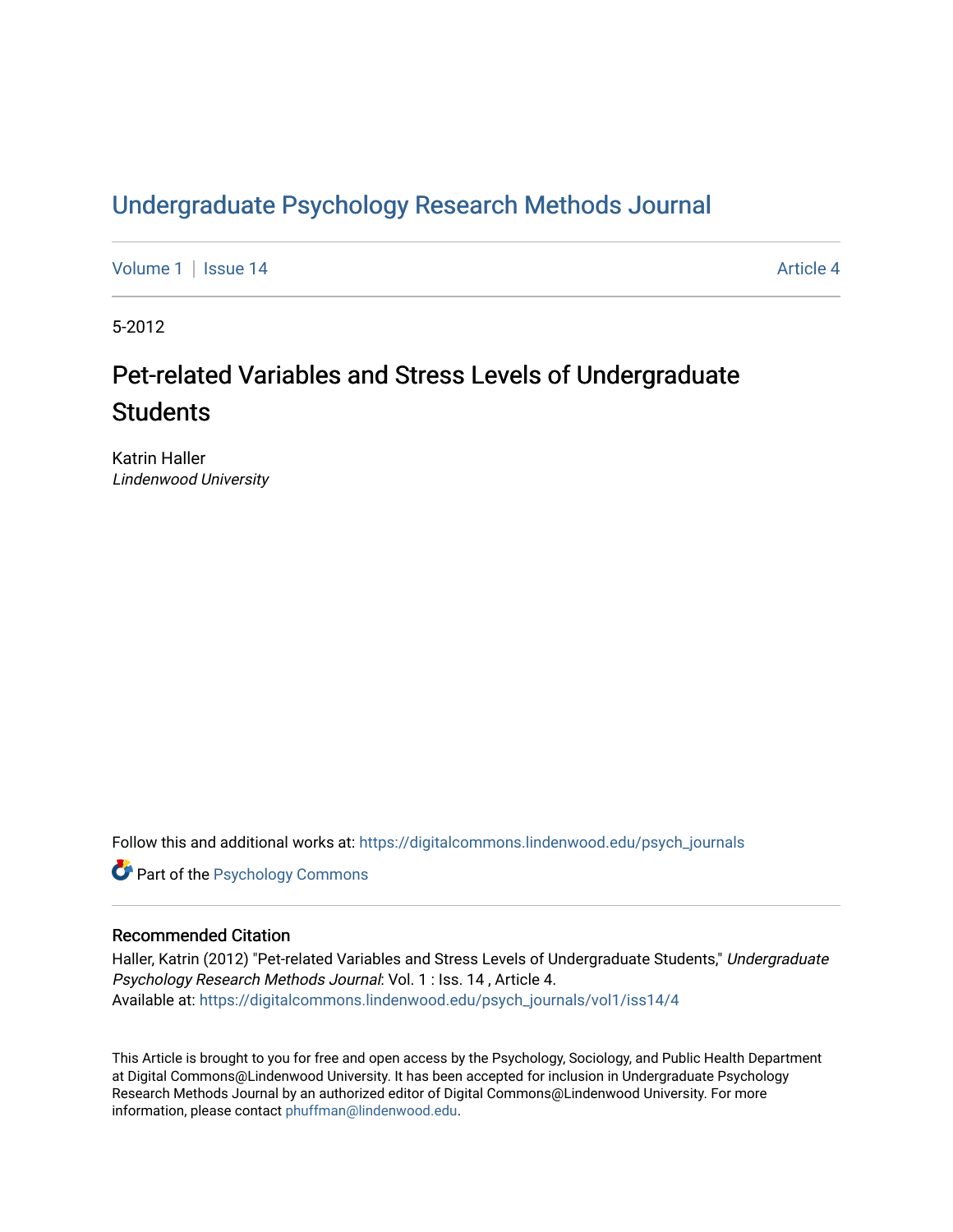# Undergraduate Psychology Research Methods Journal

Volume 1 | Issue 14 Article 4

5-2012

## Pet-related Variables and Stress Levels of Undergraduate Students

Katrin Haller
*Lindenwood University*

Follow this and additional works at: https://digitalcommons.lindenwood.edu/psych_journals

Part of the Psychology Commons

### Recommended Citation

Haller, Katrin (2012) "Pet-related Variables and Stress Levels of Undergraduate Students," *Undergraduate Psychology Research Methods Journal*: Vol. 1 : Iss. 14 , Article 4.
Available at: https://digitalcommons.lindenwood.edu/psych_journals/vol1/iss14/4

This Article is brought to you for free and open access by the Psychology, Sociology, and Public Health Department at Digital Commons@Lindenwood University. It has been accepted for inclusion in Undergraduate Psychology Research Methods Journal by an authorized editor of Digital Commons@Lindenwood University. For more information, please contact phuffman@lindenwood.edu.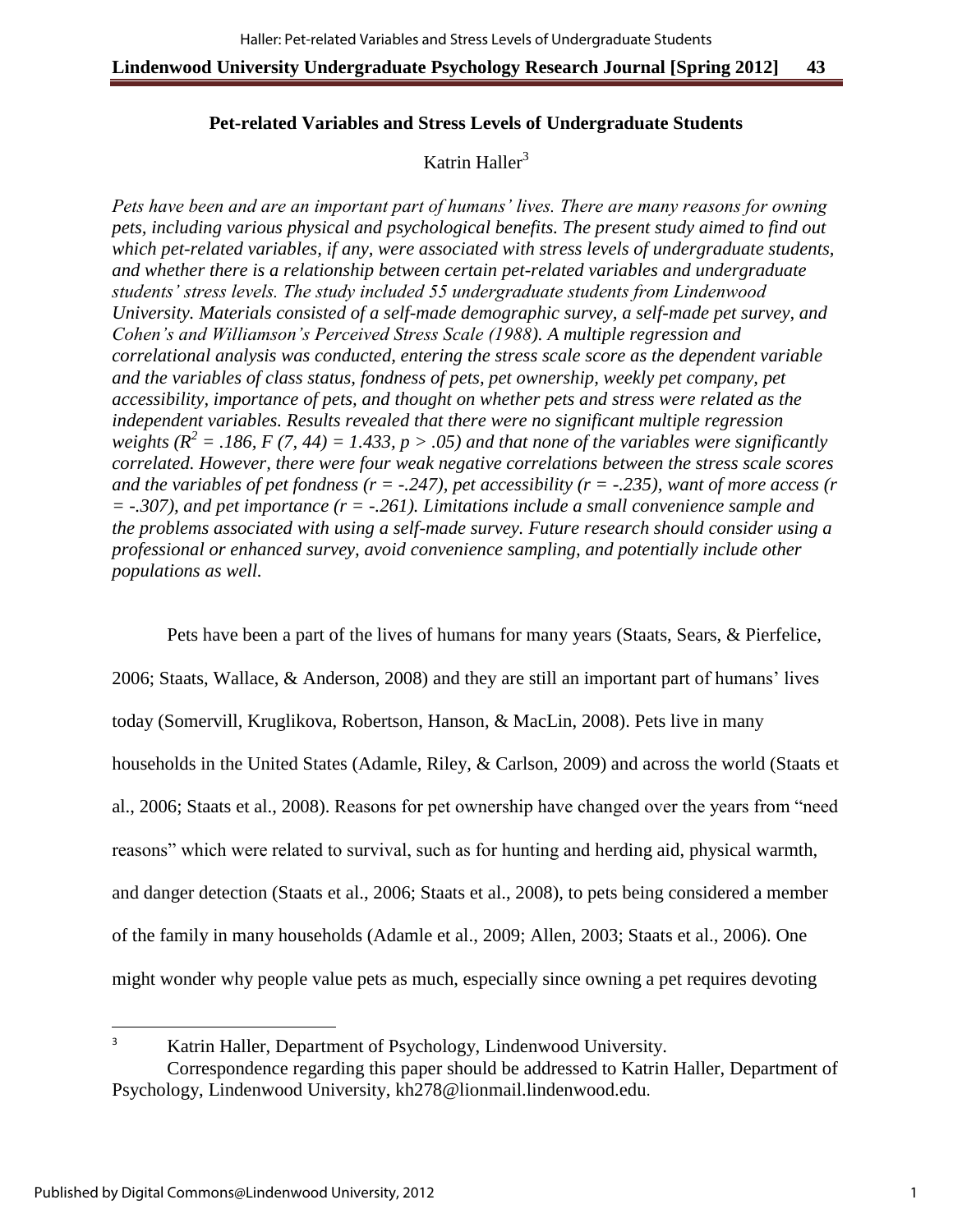## Pet-related Variables and Stress Levels of Undergraduate Students

Katrin Haller[3]

*Pets have been and are an important part of humans' lives. There are many reasons for owning pets, including various physical and psychological benefits. The present study aimed to find out which pet-related variables, if any, were associated with stress levels of undergraduate students, and whether there is a relationship between certain pet-related variables and undergraduate students' stress levels. The study included 55 undergraduate students from Lindenwood University. Materials consisted of a self-made demographic survey, a self-made pet survey, and Cohen's and Williamson's Perceived Stress Scale (1988). A multiple regression and correlational analysis was conducted, entering the stress scale score as the dependent variable and the variables of class status, fondness of pets, pet ownership, weekly pet company, pet accessibility, importance of pets, and thought on whether pets and stress were related as the independent variables. Results revealed that there were no significant multiple regression weights ($R^2 = .186$, $F(7, 44) = 1.433$, $p > .05$) and that none of the variables were significantly correlated. However, there were four weak negative correlations between the stress scale scores and the variables of pet fondness ($r = -.247$), pet accessibility ($r = -.235$), want of more access ($r = -.307$), and pet importance ($r = -.261$). Limitations include a small convenience sample and the problems associated with using a self-made survey. Future research should consider using a professional or enhanced survey, avoid convenience sampling, and potentially include other populations as well.*

Pets have been a part of the lives of humans for many years (Staats, Sears, & Pierfelice, 2006; Staats, Wallace, & Anderson, 2008) and they are still an important part of humans' lives today (Somervill, Kruglikova, Robertson, Hanson, & MacLin, 2008). Pets live in many households in the United States (Adamle, Riley, & Carlson, 2009) and across the world (Staats et al., 2006; Staats et al., 2008). Reasons for pet ownership have changed over the years from "need reasons" which were related to survival, such as for hunting and herding aid, physical warmth, and danger detection (Staats et al., 2006; Staats et al., 2008), to pets being considered a member of the family in many households (Adamle et al., 2009; Allen, 2003; Staats et al., 2006). One might wonder why people value pets as much, especially since owning a pet requires devoting

[3] Katrin Haller, Department of Psychology, Lindenwood University.
Correspondence regarding this paper should be addressed to Katrin Haller, Department of Psychology, Lindenwood University, kh278@lionmail.lindenwood.edu.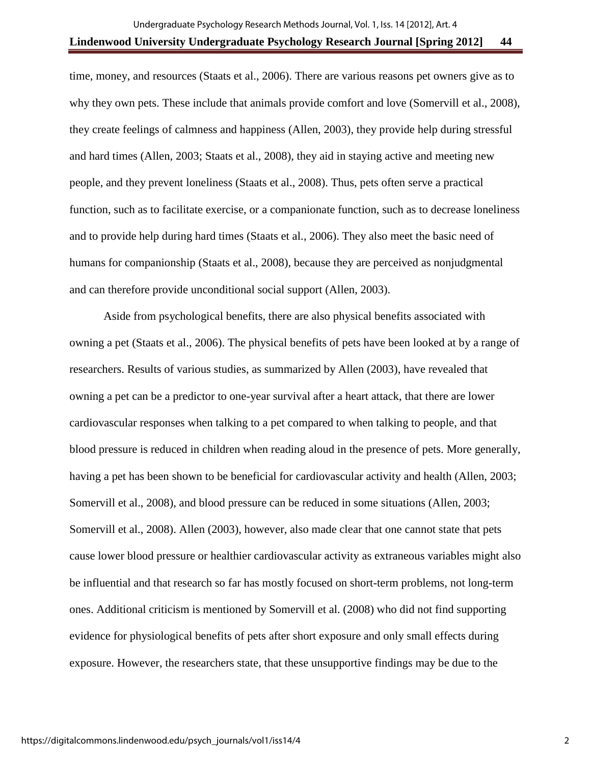time, money, and resources (Staats et al., 2006). There are various reasons pet owners give as to why they own pets. These include that animals provide comfort and love (Somervill et al., 2008), they create feelings of calmness and happiness (Allen, 2003), they provide help during stressful and hard times (Allen, 2003; Staats et al., 2008), they aid in staying active and meeting new people, and they prevent loneliness (Staats et al., 2008). Thus, pets often serve a practical function, such as to facilitate exercise, or a companionate function, such as to decrease loneliness and to provide help during hard times (Staats et al., 2006). They also meet the basic need of humans for companionship (Staats et al., 2008), because they are perceived as nonjudgmental and can therefore provide unconditional social support (Allen, 2003).

Aside from psychological benefits, there are also physical benefits associated with owning a pet (Staats et al., 2006). The physical benefits of pets have been looked at by a range of researchers. Results of various studies, as summarized by Allen (2003), have revealed that owning a pet can be a predictor to one-year survival after a heart attack, that there are lower cardiovascular responses when talking to a pet compared to when talking to people, and that blood pressure is reduced in children when reading aloud in the presence of pets. More generally, having a pet has been shown to be beneficial for cardiovascular activity and health (Allen, 2003; Somervill et al., 2008), and blood pressure can be reduced in some situations (Allen, 2003; Somervill et al., 2008). Allen (2003), however, also made clear that one cannot state that pets cause lower blood pressure or healthier cardiovascular activity as extraneous variables might also be influential and that research so far has mostly focused on short-term problems, not long-term ones. Additional criticism is mentioned by Somervill et al. (2008) who did not find supporting evidence for physiological benefits of pets after short exposure and only small effects during exposure. However, the researchers state, that these unsupportive findings may be due to the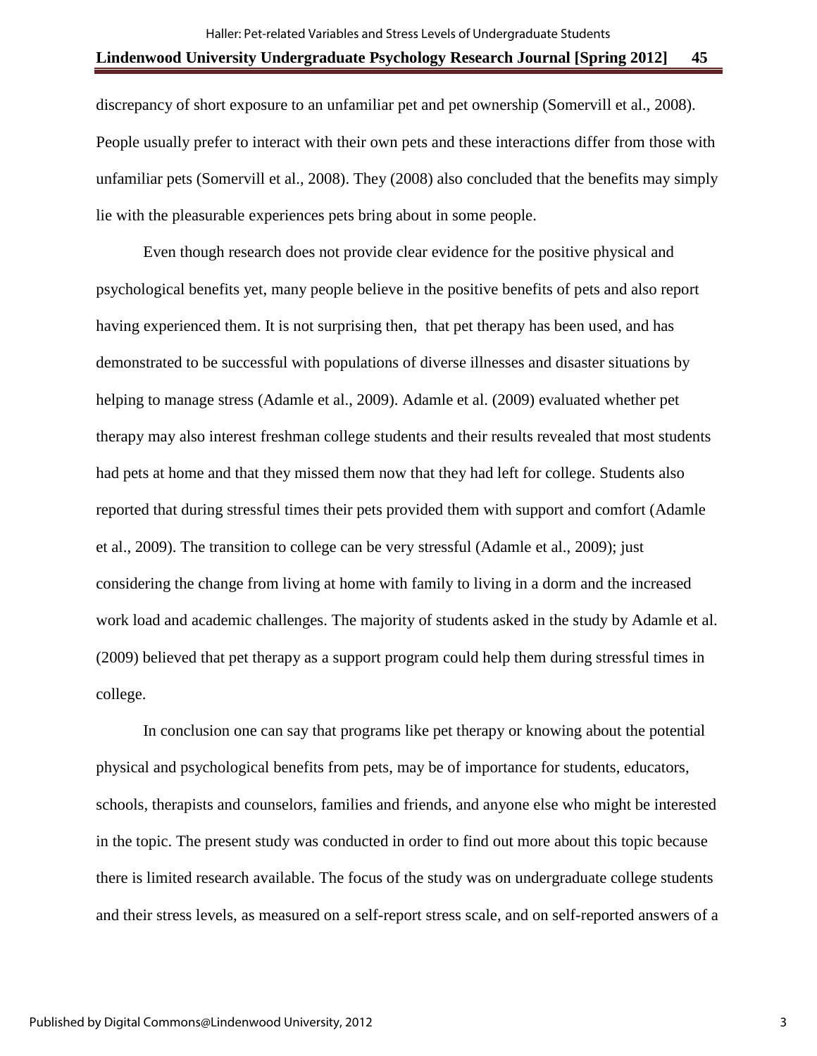discrepancy of short exposure to an unfamiliar pet and pet ownership (Somervill et al., 2008). People usually prefer to interact with their own pets and these interactions differ from those with unfamiliar pets (Somervill et al., 2008). They (2008) also concluded that the benefits may simply lie with the pleasurable experiences pets bring about in some people.

Even though research does not provide clear evidence for the positive physical and psychological benefits yet, many people believe in the positive benefits of pets and also report having experienced them. It is not surprising then, that pet therapy has been used, and has demonstrated to be successful with populations of diverse illnesses and disaster situations by helping to manage stress (Adamle et al., 2009). Adamle et al. (2009) evaluated whether pet therapy may also interest freshman college students and their results revealed that most students had pets at home and that they missed them now that they had left for college. Students also reported that during stressful times their pets provided them with support and comfort (Adamle et al., 2009). The transition to college can be very stressful (Adamle et al., 2009); just considering the change from living at home with family to living in a dorm and the increased work load and academic challenges. The majority of students asked in the study by Adamle et al. (2009) believed that pet therapy as a support program could help them during stressful times in college.

In conclusion one can say that programs like pet therapy or knowing about the potential physical and psychological benefits from pets, may be of importance for students, educators, schools, therapists and counselors, families and friends, and anyone else who might be interested in the topic. The present study was conducted in order to find out more about this topic because there is limited research available. The focus of the study was on undergraduate college students and their stress levels, as measured on a self-report stress scale, and on self-reported answers of a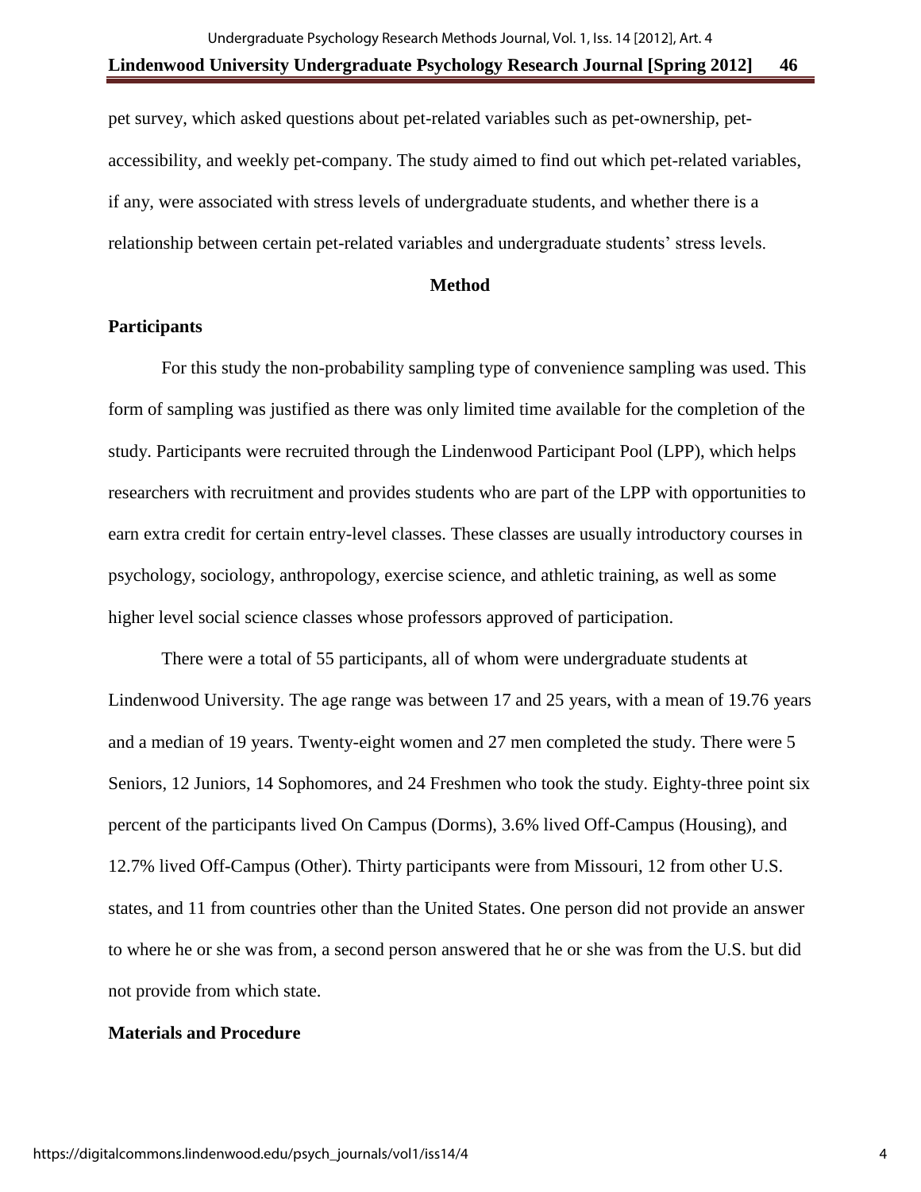pet survey, which asked questions about pet-related variables such as pet-ownership, pet-accessibility, and weekly pet-company. The study aimed to find out which pet-related variables, if any, were associated with stress levels of undergraduate students, and whether there is a relationship between certain pet-related variables and undergraduate students' stress levels.

## Method

### Participants

For this study the non-probability sampling type of convenience sampling was used. This form of sampling was justified as there was only limited time available for the completion of the study. Participants were recruited through the Lindenwood Participant Pool (LPP), which helps researchers with recruitment and provides students who are part of the LPP with opportunities to earn extra credit for certain entry-level classes. These classes are usually introductory courses in psychology, sociology, anthropology, exercise science, and athletic training, as well as some higher level social science classes whose professors approved of participation.

There were a total of 55 participants, all of whom were undergraduate students at Lindenwood University. The age range was between 17 and 25 years, with a mean of 19.76 years and a median of 19 years. Twenty-eight women and 27 men completed the study. There were 5 Seniors, 12 Juniors, 14 Sophomores, and 24 Freshmen who took the study. Eighty-three point six percent of the participants lived On Campus (Dorms), 3.6% lived Off-Campus (Housing), and 12.7% lived Off-Campus (Other). Thirty participants were from Missouri, 12 from other U.S. states, and 11 from countries other than the United States. One person did not provide an answer to where he or she was from, a second person answered that he or she was from the U.S. but did not provide from which state.

### Materials and Procedure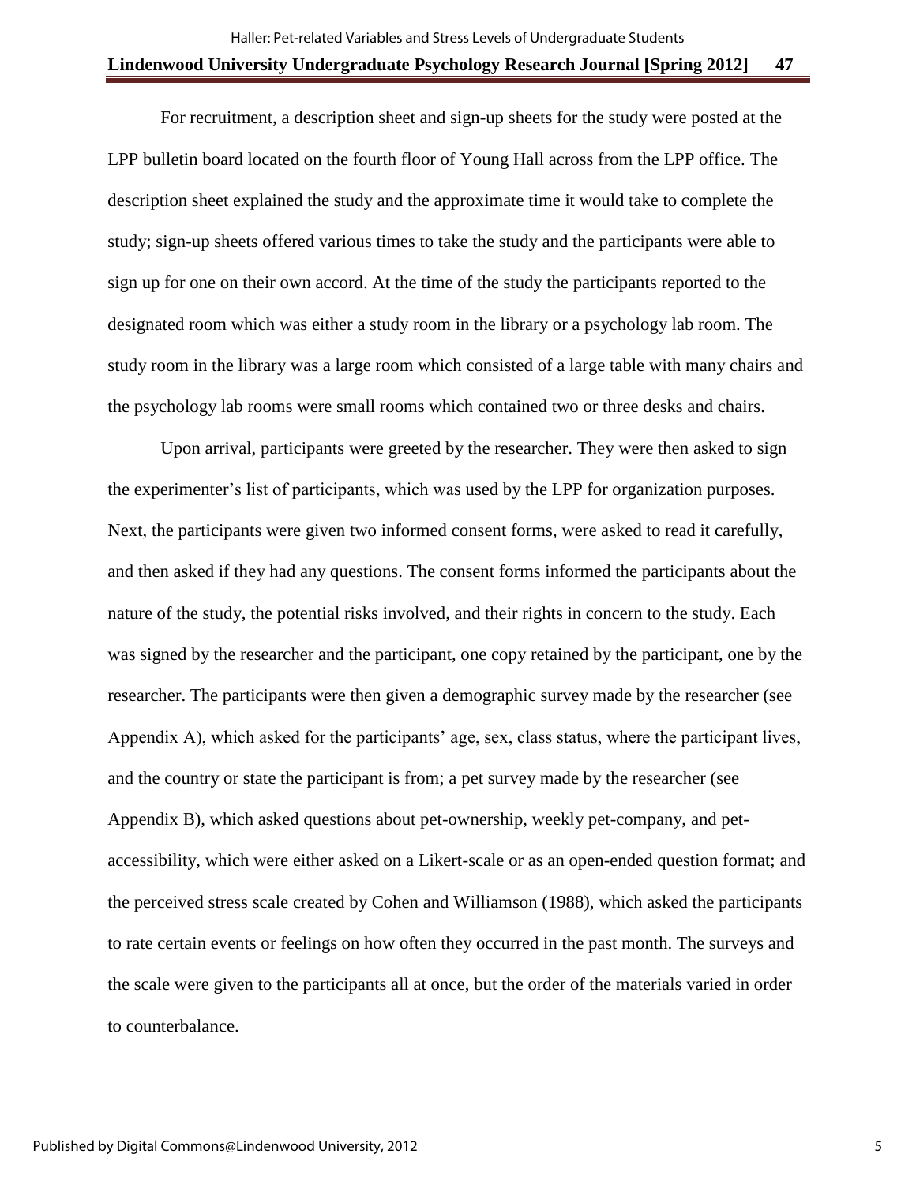For recruitment, a description sheet and sign-up sheets for the study were posted at the LPP bulletin board located on the fourth floor of Young Hall across from the LPP office. The description sheet explained the study and the approximate time it would take to complete the study; sign-up sheets offered various times to take the study and the participants were able to sign up for one on their own accord. At the time of the study the participants reported to the designated room which was either a study room in the library or a psychology lab room. The study room in the library was a large room which consisted of a large table with many chairs and the psychology lab rooms were small rooms which contained two or three desks and chairs.

Upon arrival, participants were greeted by the researcher. They were then asked to sign the experimenter's list of participants, which was used by the LPP for organization purposes. Next, the participants were given two informed consent forms, were asked to read it carefully, and then asked if they had any questions. The consent forms informed the participants about the nature of the study, the potential risks involved, and their rights in concern to the study. Each was signed by the researcher and the participant, one copy retained by the participant, one by the researcher. The participants were then given a demographic survey made by the researcher (see Appendix A), which asked for the participants' age, sex, class status, where the participant lives, and the country or state the participant is from; a pet survey made by the researcher (see Appendix B), which asked questions about pet-ownership, weekly pet-company, and pet-accessibility, which were either asked on a Likert-scale or as an open-ended question format; and the perceived stress scale created by Cohen and Williamson (1988), which asked the participants to rate certain events or feelings on how often they occurred in the past month. The surveys and the scale were given to the participants all at once, but the order of the materials varied in order to counterbalance.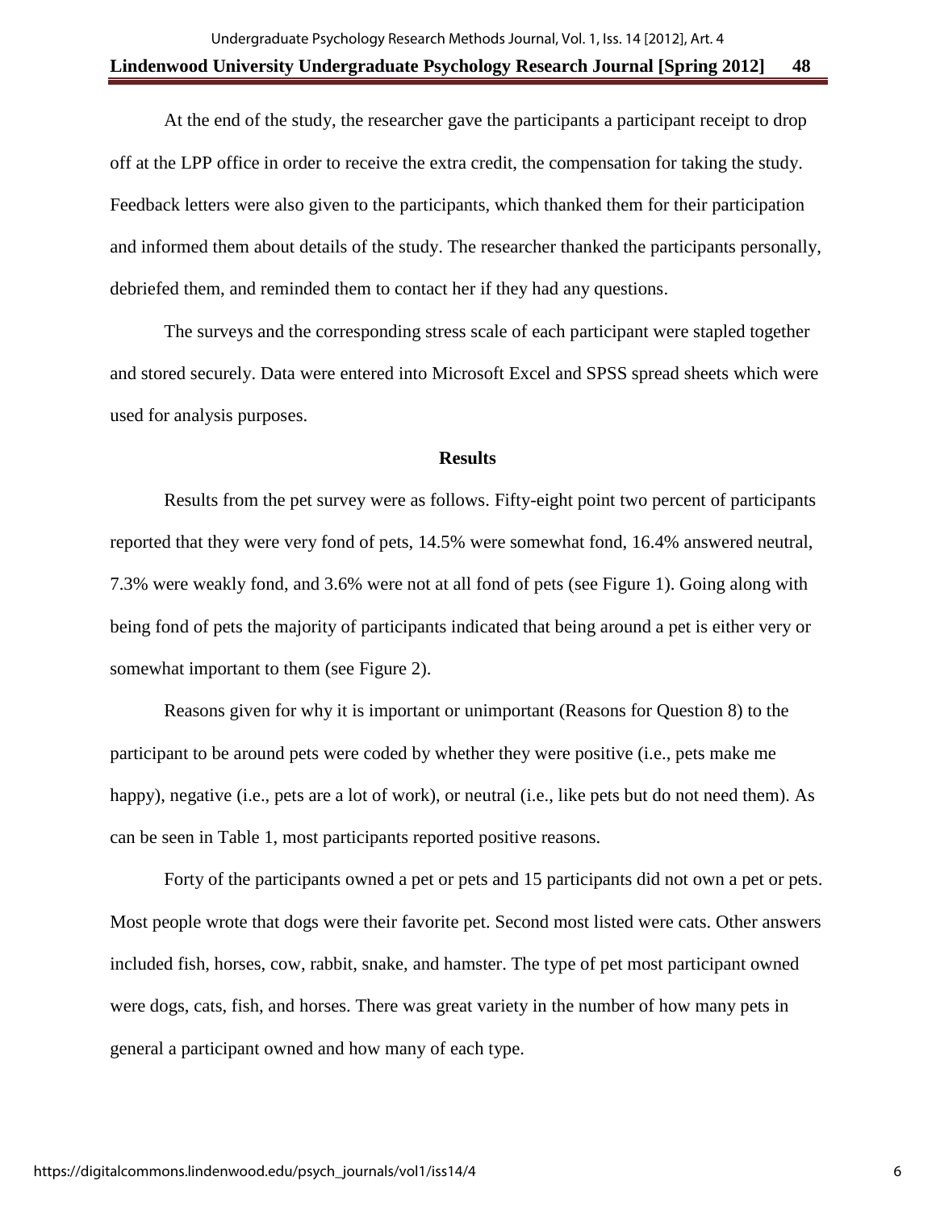At the end of the study, the researcher gave the participants a participant receipt to drop off at the LPP office in order to receive the extra credit, the compensation for taking the study. Feedback letters were also given to the participants, which thanked them for their participation and informed them about details of the study. The researcher thanked the participants personally, debriefed them, and reminded them to contact her if they had any questions.

The surveys and the corresponding stress scale of each participant were stapled together and stored securely. Data were entered into Microsoft Excel and SPSS spread sheets which were used for analysis purposes.

## Results

Results from the pet survey were as follows. Fifty-eight point two percent of participants reported that they were very fond of pets, 14.5% were somewhat fond, 16.4% answered neutral, 7.3% were weakly fond, and 3.6% were not at all fond of pets (see Figure 1). Going along with being fond of pets the majority of participants indicated that being around a pet is either very or somewhat important to them (see Figure 2).

Reasons given for why it is important or unimportant (Reasons for Question 8) to the participant to be around pets were coded by whether they were positive (i.e., pets make me happy), negative (i.e., pets are a lot of work), or neutral (i.e., like pets but do not need them). As can be seen in Table 1, most participants reported positive reasons.

Forty of the participants owned a pet or pets and 15 participants did not own a pet or pets. Most people wrote that dogs were their favorite pet. Second most listed were cats. Other answers included fish, horses, cow, rabbit, snake, and hamster. The type of pet most participant owned were dogs, cats, fish, and horses. There was great variety in the number of how many pets in general a participant owned and how many of each type.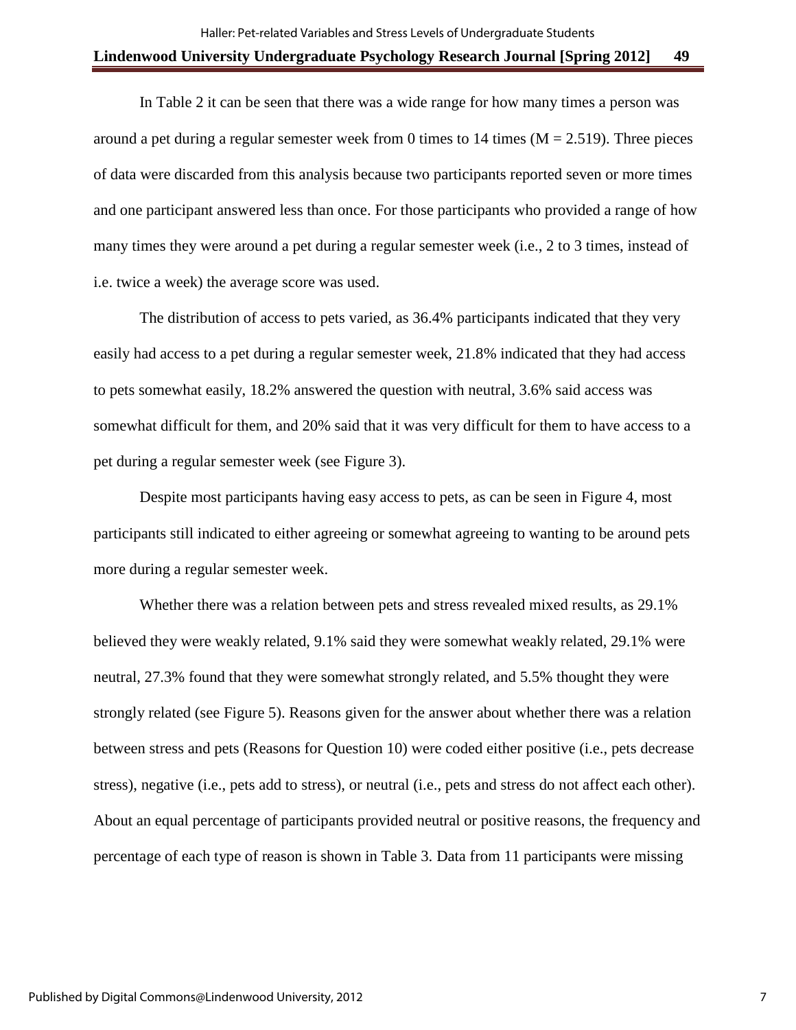In Table 2 it can be seen that there was a wide range for how many times a person was around a pet during a regular semester week from 0 times to 14 times ($M = 2.519$). Three pieces of data were discarded from this analysis because two participants reported seven or more times and one participant answered less than once. For those participants who provided a range of how many times they were around a pet during a regular semester week (i.e., 2 to 3 times, instead of i.e. twice a week) the average score was used.

The distribution of access to pets varied, as 36.4% participants indicated that they very easily had access to a pet during a regular semester week, 21.8% indicated that they had access to pets somewhat easily, 18.2% answered the question with neutral, 3.6% said access was somewhat difficult for them, and 20% said that it was very difficult for them to have access to a pet during a regular semester week (see Figure 3).

Despite most participants having easy access to pets, as can be seen in Figure 4, most participants still indicated to either agreeing or somewhat agreeing to wanting to be around pets more during a regular semester week.

Whether there was a relation between pets and stress revealed mixed results, as 29.1% believed they were weakly related, 9.1% said they were somewhat weakly related, 29.1% were neutral, 27.3% found that they were somewhat strongly related, and 5.5% thought they were strongly related (see Figure 5). Reasons given for the answer about whether there was a relation between stress and pets (Reasons for Question 10) were coded either positive (i.e., pets decrease stress), negative (i.e., pets add to stress), or neutral (i.e., pets and stress do not affect each other). About an equal percentage of participants provided neutral or positive reasons, the frequency and percentage of each type of reason is shown in Table 3. Data from 11 participants were missing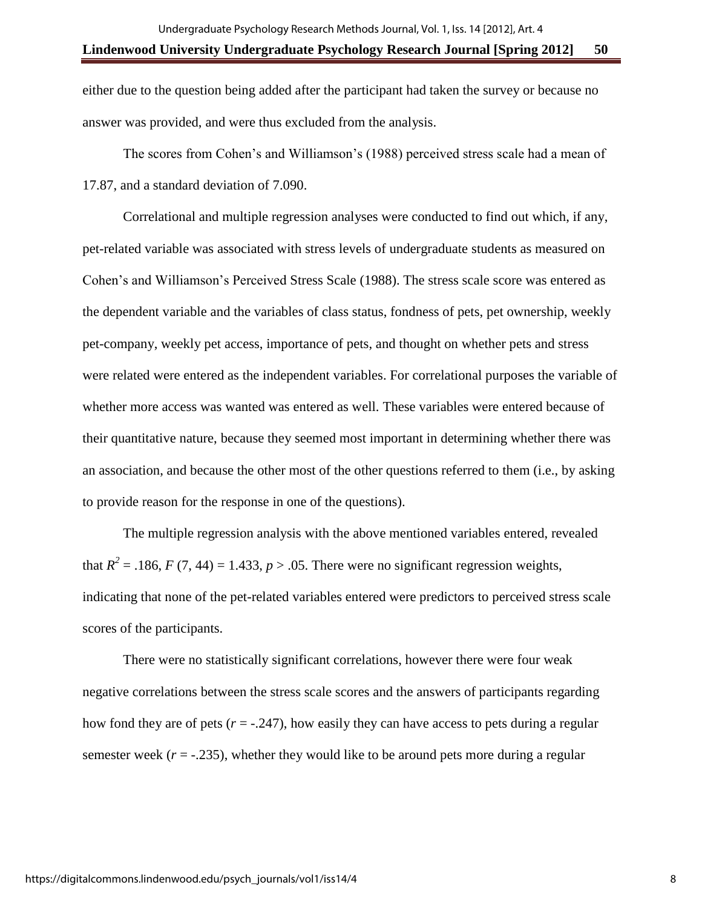either due to the question being added after the participant had taken the survey or because no answer was provided, and were thus excluded from the analysis.

The scores from Cohen's and Williamson's (1988) perceived stress scale had a mean of 17.87, and a standard deviation of 7.090.

Correlational and multiple regression analyses were conducted to find out which, if any, pet-related variable was associated with stress levels of undergraduate students as measured on Cohen's and Williamson's Perceived Stress Scale (1988). The stress scale score was entered as the dependent variable and the variables of class status, fondness of pets, pet ownership, weekly pet-company, weekly pet access, importance of pets, and thought on whether pets and stress were related were entered as the independent variables. For correlational purposes the variable of whether more access was wanted was entered as well. These variables were entered because of their quantitative nature, because they seemed most important in determining whether there was an association, and because the other most of the other questions referred to them (i.e., by asking to provide reason for the response in one of the questions).

The multiple regression analysis with the above mentioned variables entered, revealed that $R^2 = .186$, $F\ (7, 44) = 1.433$, $p > .05$. There were no significant regression weights, indicating that none of the pet-related variables entered were predictors to perceived stress scale scores of the participants.

There were no statistically significant correlations, however there were four weak negative correlations between the stress scale scores and the answers of participants regarding how fond they are of pets ($r = -.247$), how easily they can have access to pets during a regular semester week ($r = -.235$), whether they would like to be around pets more during a regular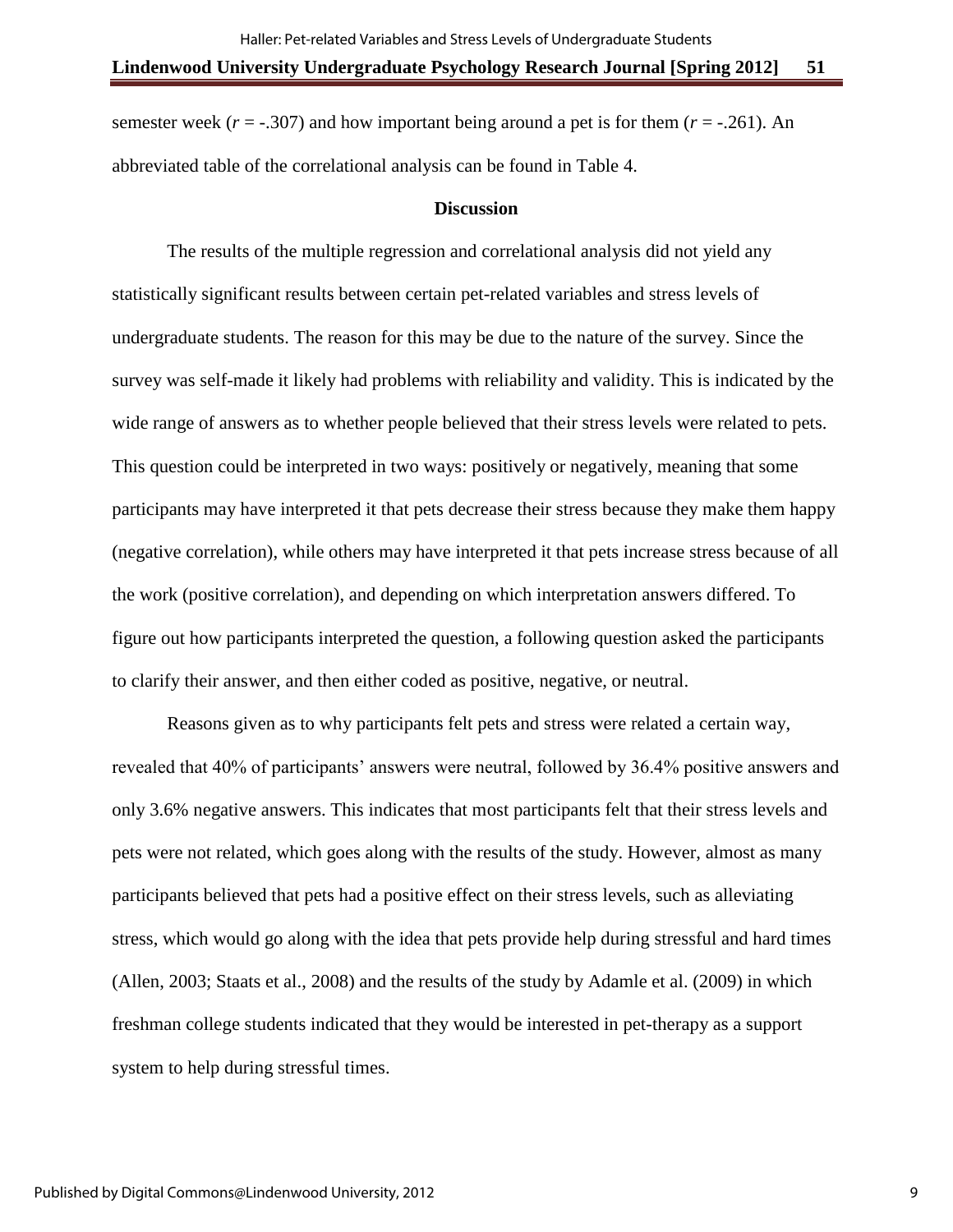semester week ($r$ = -.307) and how important being around a pet is for them ($r$ = -.261). An abbreviated table of the correlational analysis can be found in Table 4.

## Discussion

The results of the multiple regression and correlational analysis did not yield any statistically significant results between certain pet-related variables and stress levels of undergraduate students. The reason for this may be due to the nature of the survey. Since the survey was self-made it likely had problems with reliability and validity. This is indicated by the wide range of answers as to whether people believed that their stress levels were related to pets. This question could be interpreted in two ways: positively or negatively, meaning that some participants may have interpreted it that pets decrease their stress because they make them happy (negative correlation), while others may have interpreted it that pets increase stress because of all the work (positive correlation), and depending on which interpretation answers differed. To figure out how participants interpreted the question, a following question asked the participants to clarify their answer, and then either coded as positive, negative, or neutral.

Reasons given as to why participants felt pets and stress were related a certain way, revealed that 40% of participants' answers were neutral, followed by 36.4% positive answers and only 3.6% negative answers. This indicates that most participants felt that their stress levels and pets were not related, which goes along with the results of the study. However, almost as many participants believed that pets had a positive effect on their stress levels, such as alleviating stress, which would go along with the idea that pets provide help during stressful and hard times (Allen, 2003; Staats et al., 2008) and the results of the study by Adamle et al. (2009) in which freshman college students indicated that they would be interested in pet-therapy as a support system to help during stressful times.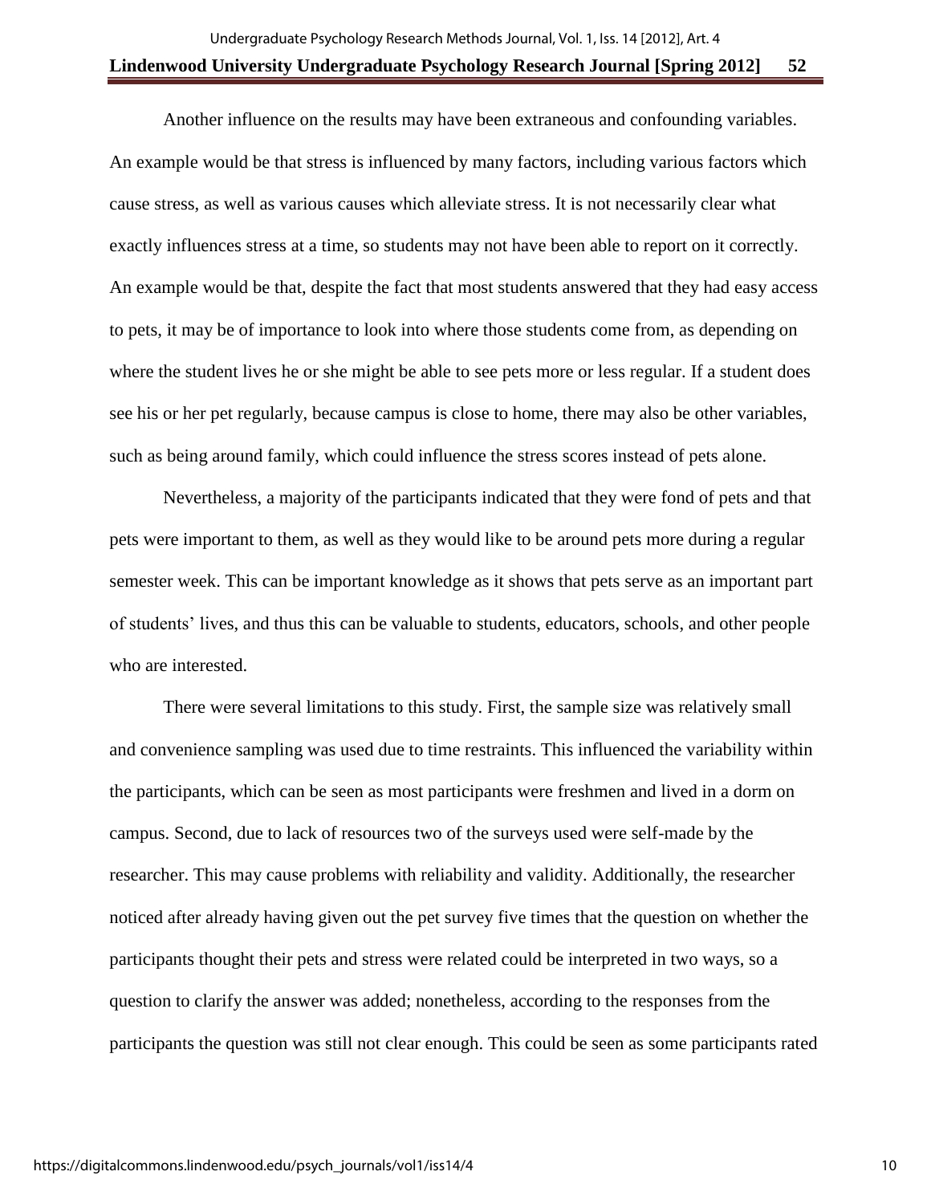Another influence on the results may have been extraneous and confounding variables. An example would be that stress is influenced by many factors, including various factors which cause stress, as well as various causes which alleviate stress. It is not necessarily clear what exactly influences stress at a time, so students may not have been able to report on it correctly. An example would be that, despite the fact that most students answered that they had easy access to pets, it may be of importance to look into where those students come from, as depending on where the student lives he or she might be able to see pets more or less regular. If a student does see his or her pet regularly, because campus is close to home, there may also be other variables, such as being around family, which could influence the stress scores instead of pets alone.

Nevertheless, a majority of the participants indicated that they were fond of pets and that pets were important to them, as well as they would like to be around pets more during a regular semester week. This can be important knowledge as it shows that pets serve as an important part of students' lives, and thus this can be valuable to students, educators, schools, and other people who are interested.

There were several limitations to this study. First, the sample size was relatively small and convenience sampling was used due to time restraints. This influenced the variability within the participants, which can be seen as most participants were freshmen and lived in a dorm on campus. Second, due to lack of resources two of the surveys used were self-made by the researcher. This may cause problems with reliability and validity. Additionally, the researcher noticed after already having given out the pet survey five times that the question on whether the participants thought their pets and stress were related could be interpreted in two ways, so a question to clarify the answer was added; nonetheless, according to the responses from the participants the question was still not clear enough. This could be seen as some participants rated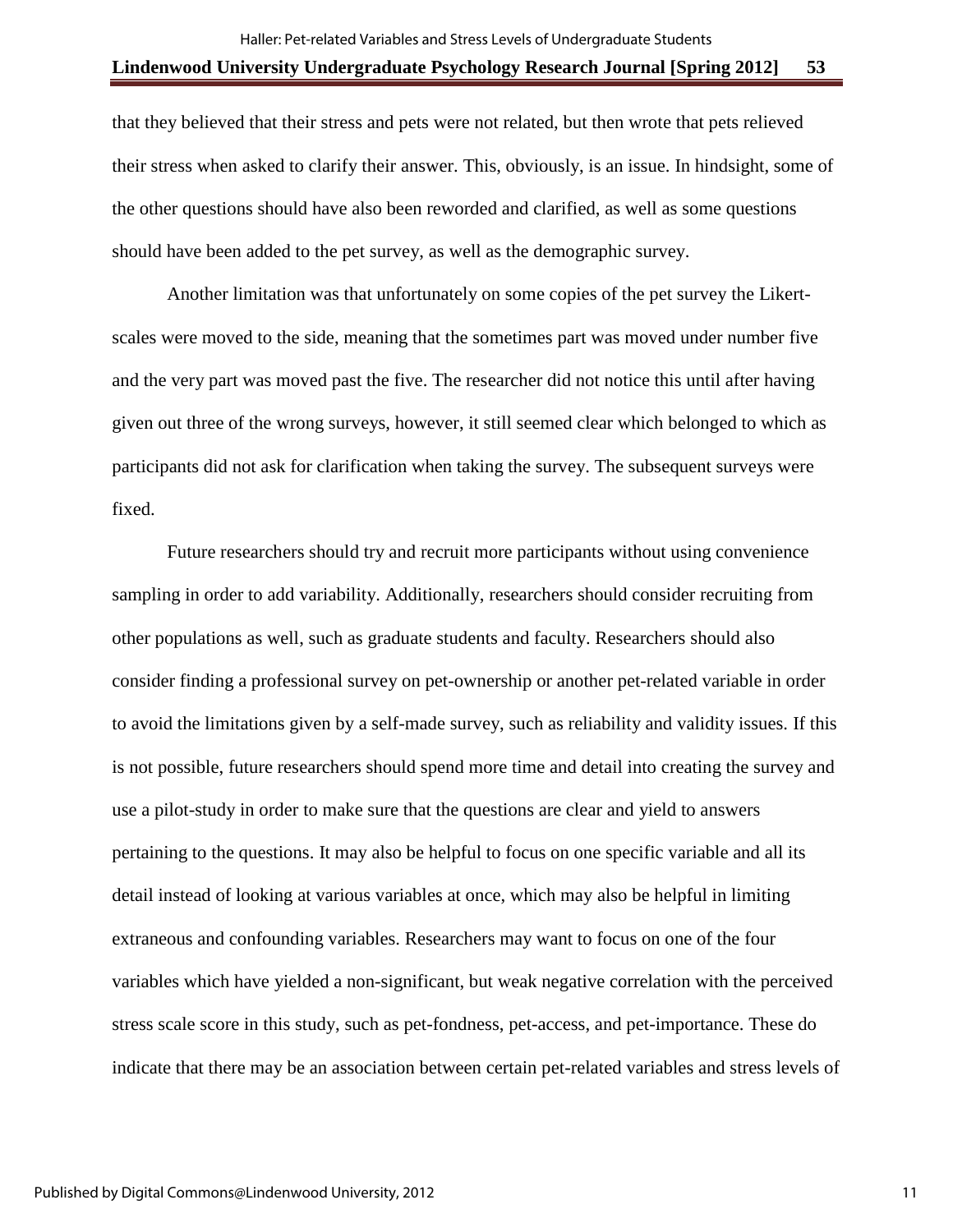that they believed that their stress and pets were not related, but then wrote that pets relieved their stress when asked to clarify their answer. This, obviously, is an issue. In hindsight, some of the other questions should have also been reworded and clarified, as well as some questions should have been added to the pet survey, as well as the demographic survey.

Another limitation was that unfortunately on some copies of the pet survey the Likert-scales were moved to the side, meaning that the sometimes part was moved under number five and the very part was moved past the five. The researcher did not notice this until after having given out three of the wrong surveys, however, it still seemed clear which belonged to which as participants did not ask for clarification when taking the survey. The subsequent surveys were fixed.

Future researchers should try and recruit more participants without using convenience sampling in order to add variability. Additionally, researchers should consider recruiting from other populations as well, such as graduate students and faculty. Researchers should also consider finding a professional survey on pet-ownership or another pet-related variable in order to avoid the limitations given by a self-made survey, such as reliability and validity issues. If this is not possible, future researchers should spend more time and detail into creating the survey and use a pilot-study in order to make sure that the questions are clear and yield to answers pertaining to the questions. It may also be helpful to focus on one specific variable and all its detail instead of looking at various variables at once, which may also be helpful in limiting extraneous and confounding variables. Researchers may want to focus on one of the four variables which have yielded a non-significant, but weak negative correlation with the perceived stress scale score in this study, such as pet-fondness, pet-access, and pet-importance. These do indicate that there may be an association between certain pet-related variables and stress levels of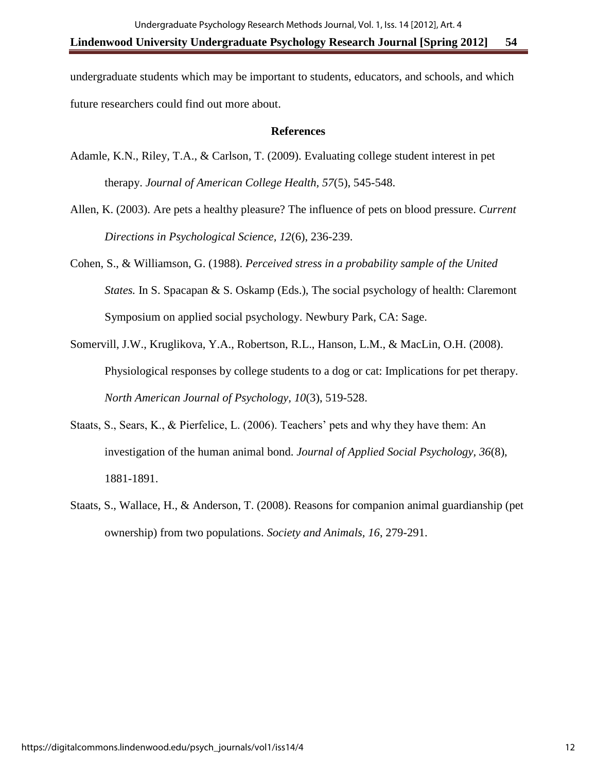undergraduate students which may be important to students, educators, and schools, and which future researchers could find out more about.

## References

Adamle, K.N., Riley, T.A., & Carlson, T. (2009). Evaluating college student interest in pet therapy. *Journal of American College Health, 57*(5), 545-548.

Allen, K. (2003). Are pets a healthy pleasure? The influence of pets on blood pressure. *Current Directions in Psychological Science, 12*(6), 236-239.

Cohen, S., & Williamson, G. (1988). *Perceived stress in a probability sample of the United States.* In S. Spacapan & S. Oskamp (Eds.), The social psychology of health: Claremont Symposium on applied social psychology. Newbury Park, CA: Sage.

Somervill, J.W., Kruglikova, Y.A., Robertson, R.L., Hanson, L.M., & MacLin, O.H. (2008). Physiological responses by college students to a dog or cat: Implications for pet therapy. *North American Journal of Psychology, 10*(3), 519-528.

Staats, S., Sears, K., & Pierfelice, L. (2006). Teachers' pets and why they have them: An investigation of the human animal bond. *Journal of Applied Social Psychology, 36*(8), 1881-1891.

Staats, S., Wallace, H., & Anderson, T. (2008). Reasons for companion animal guardianship (pet ownership) from two populations. *Society and Animals, 16*, 279-291.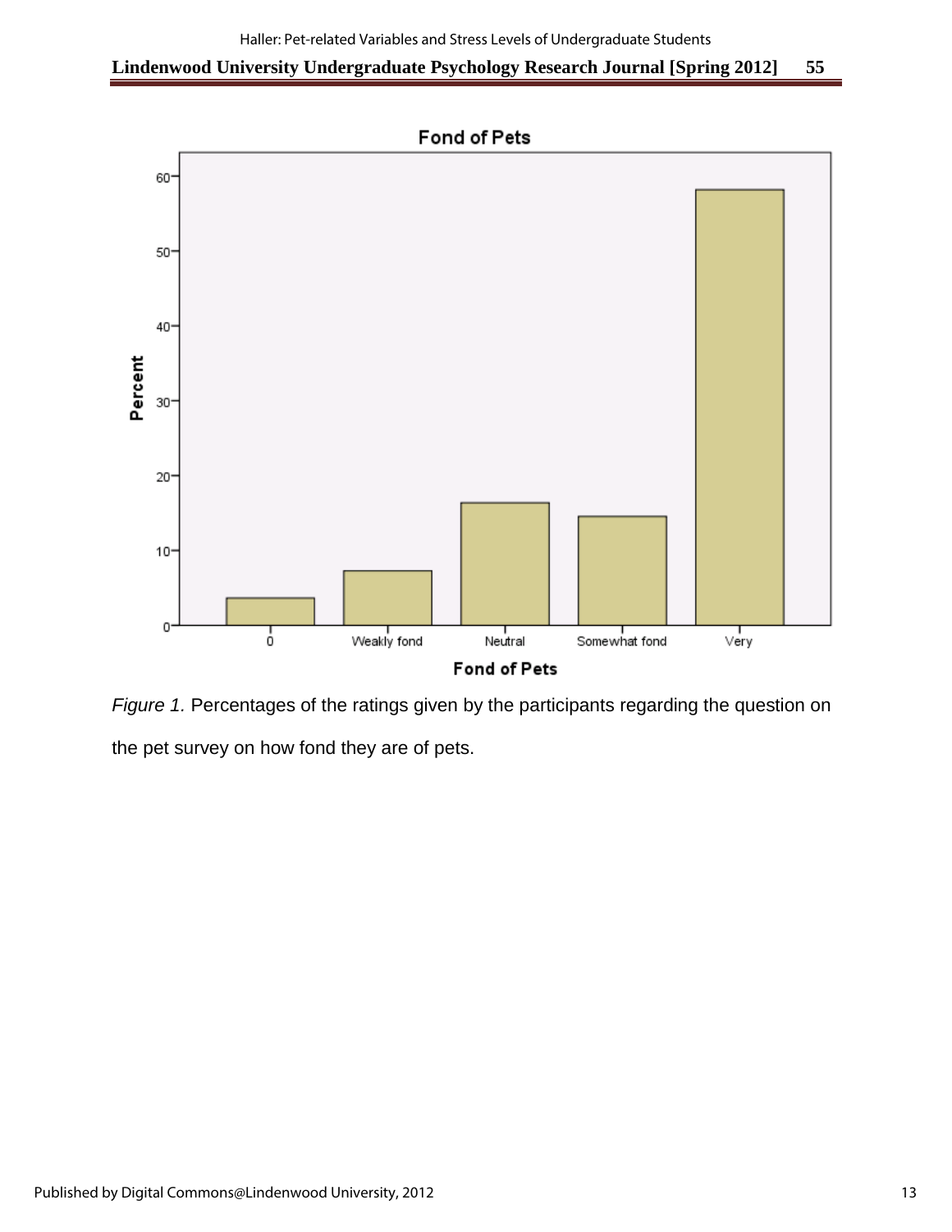*Figure 1.* Percentages of the ratings given by the participants regarding the question on the pet survey on how fond they are of pets.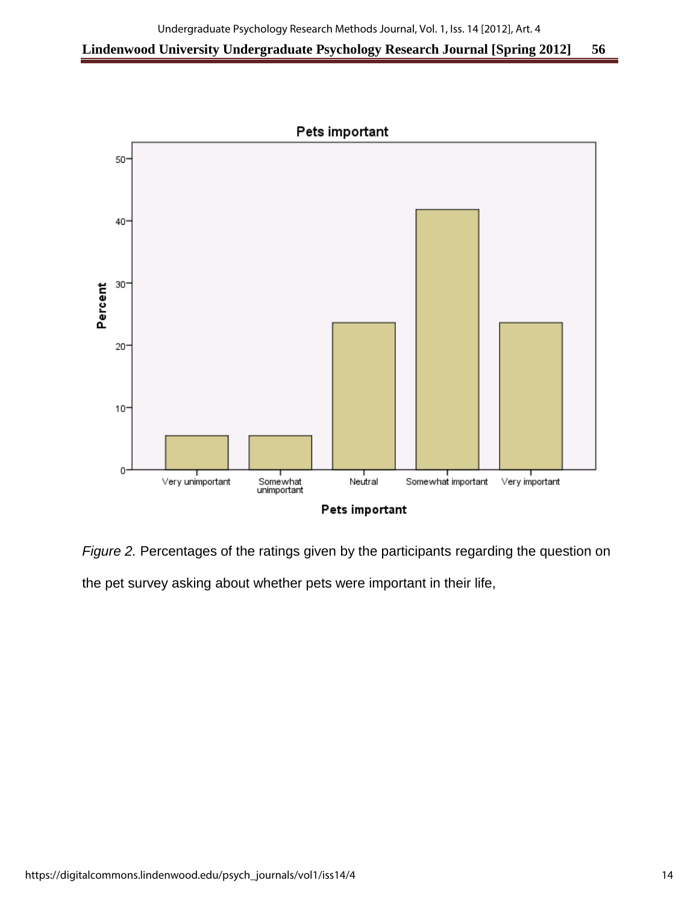*Figure 2.* Percentages of the ratings given by the participants regarding the question on the pet survey asking about whether pets were important in their life,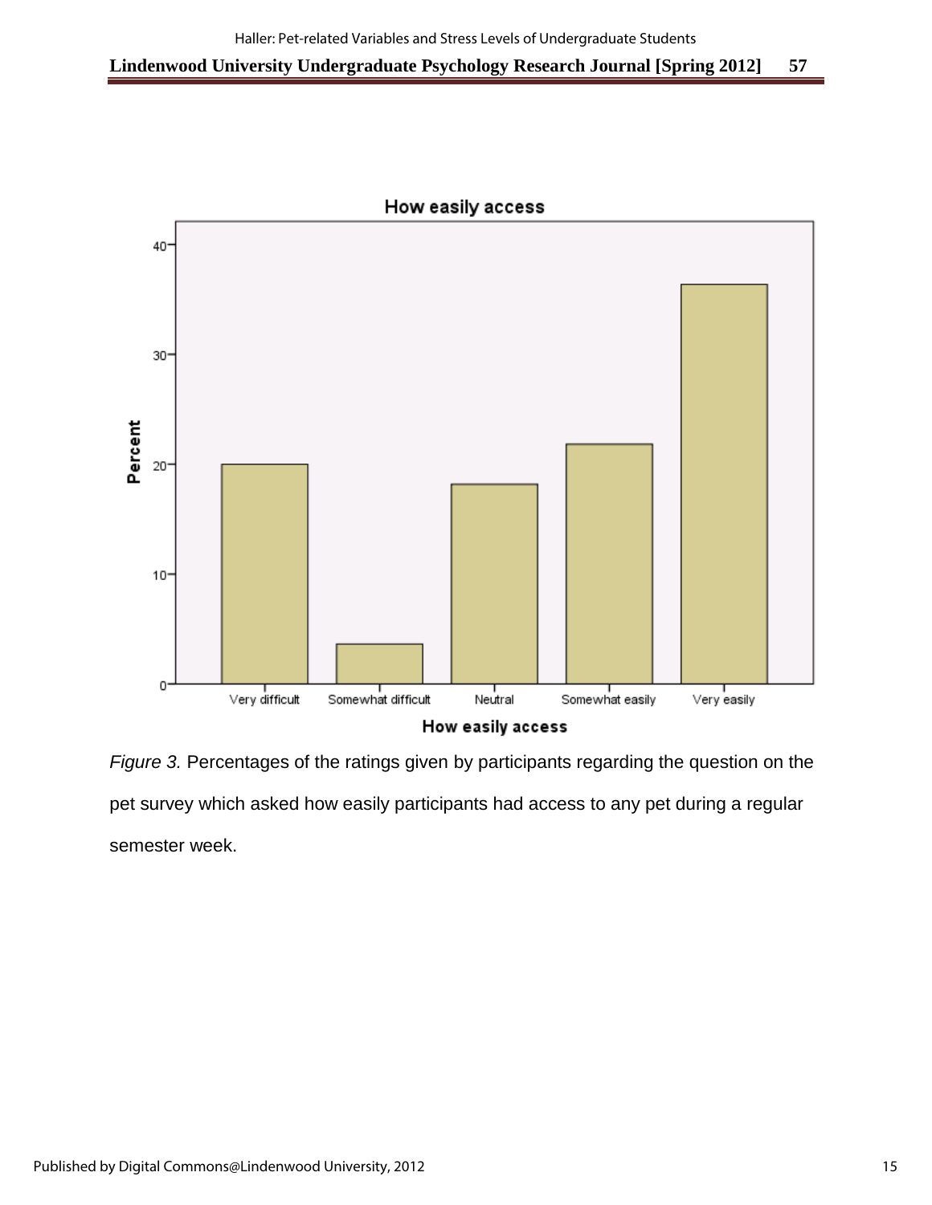*Figure 3.* Percentages of the ratings given by participants regarding the question on the pet survey which asked how easily participants had access to any pet during a regular semester week.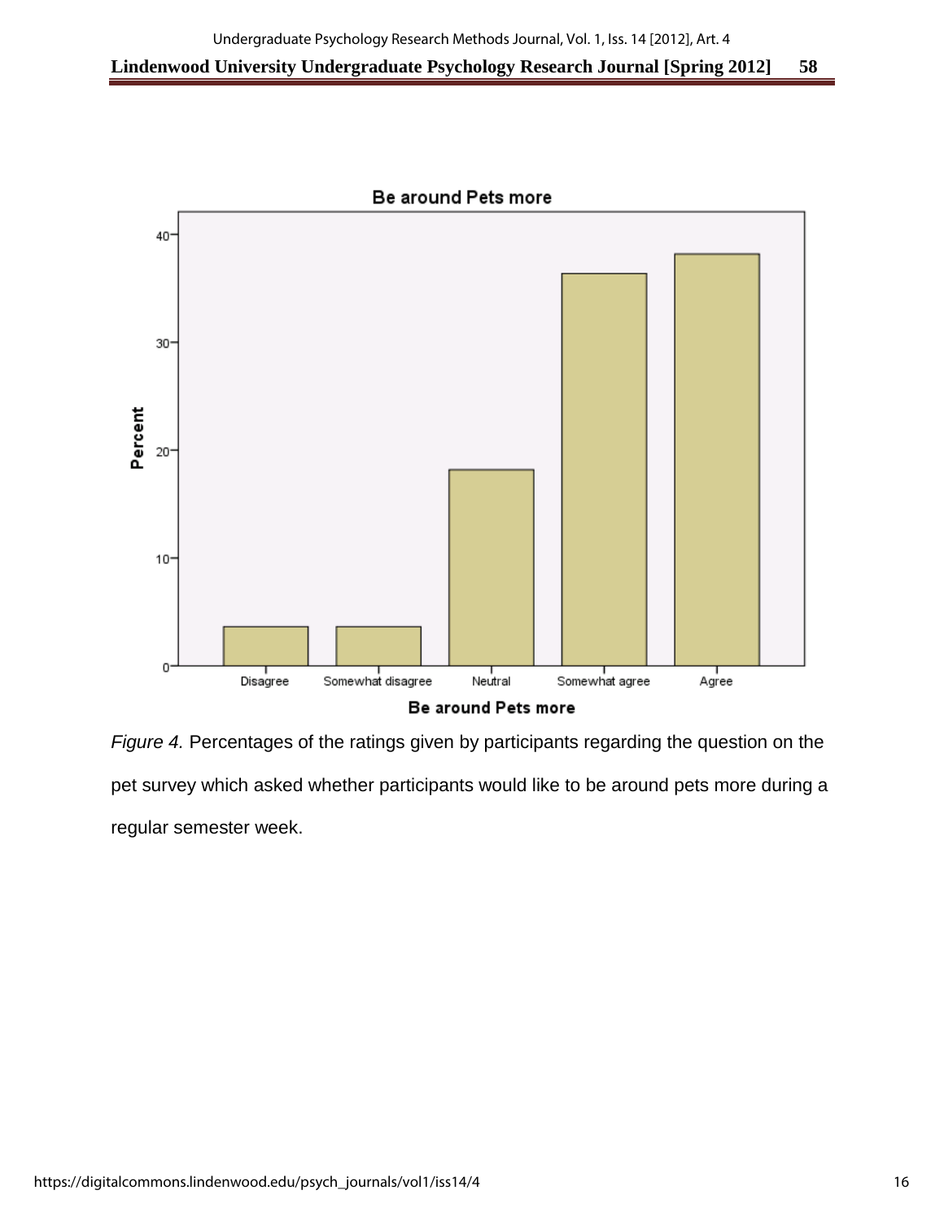*Figure 4.* Percentages of the ratings given by participants regarding the question on the pet survey which asked whether participants would like to be around pets more during a regular semester week.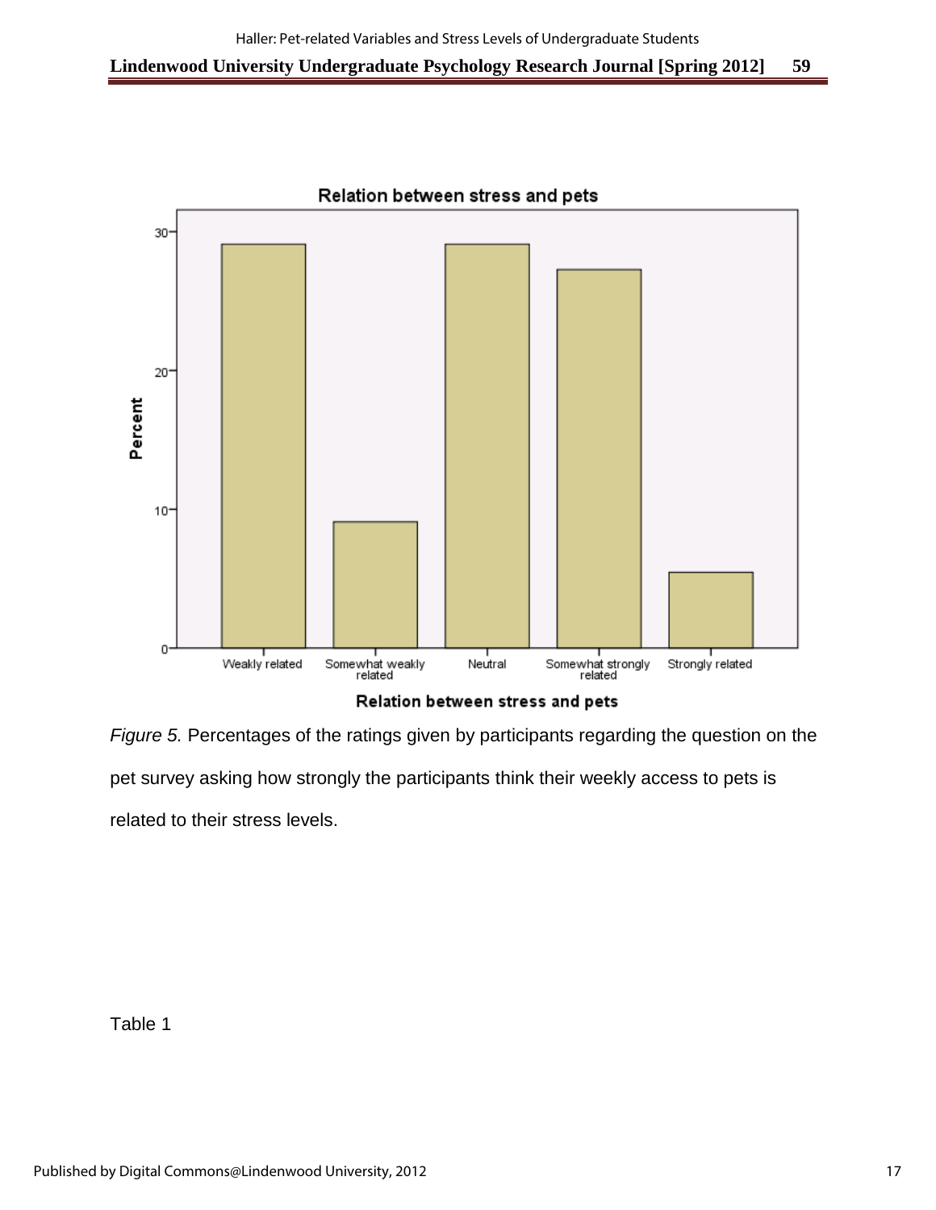*Figure 5.* Percentages of the ratings given by participants regarding the question on the pet survey asking how strongly the participants think their weekly access to pets is related to their stress levels.

Table 1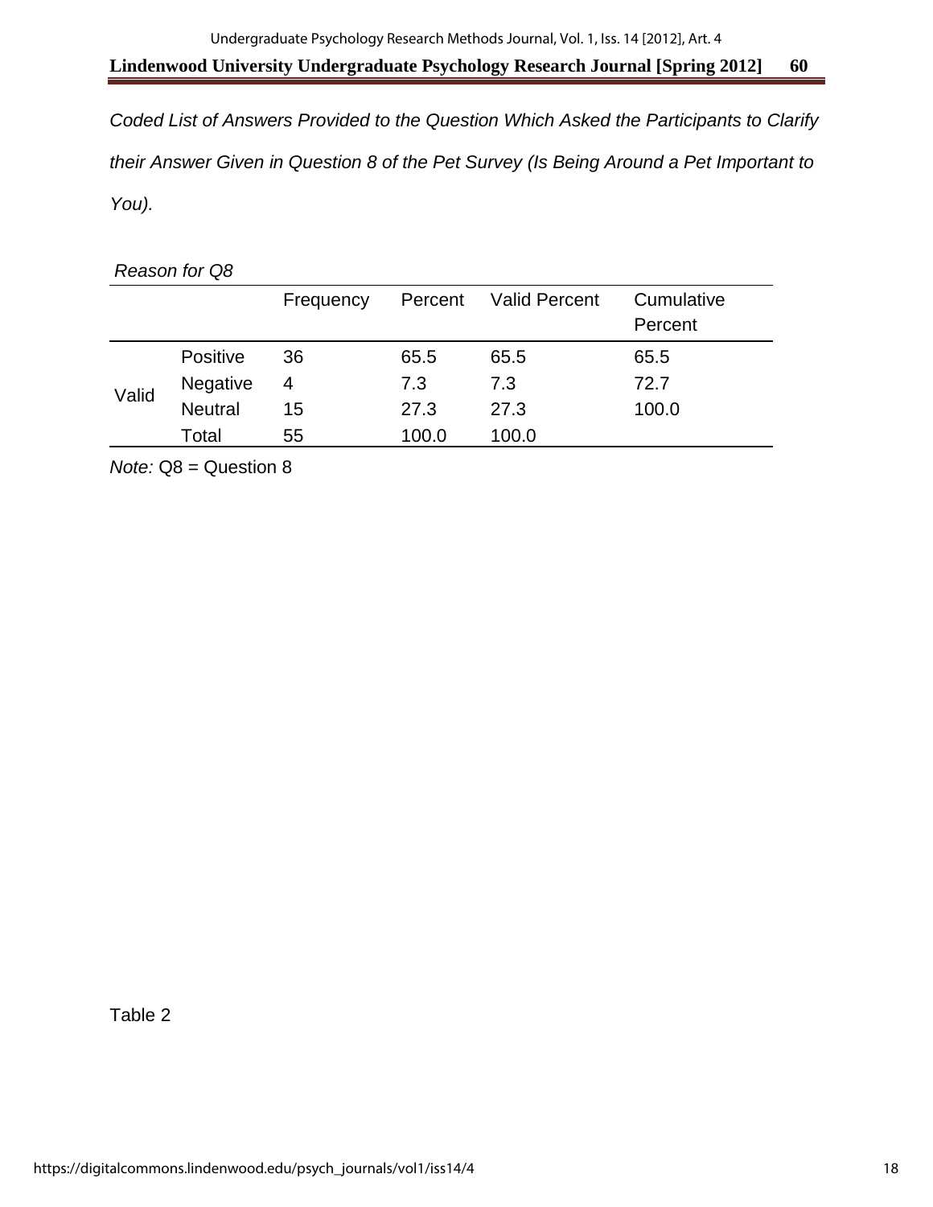*Coded List of Answers Provided to the Question Which Asked the Participants to Clarify their Answer Given in Question 8 of the Pet Survey (Is Being Around a Pet Important to You).*

*Reason for Q8*

| | | Frequency | Percent | Valid Percent | Cumulative Percent |
|---|---|---|---|---|---|
| Valid | Positive | 36 | 65.5 | 65.5 | 65.5 |
| | Negative | 4 | 7.3 | 7.3 | 72.7 |
| | Neutral | 15 | 27.3 | 27.3 | 100.0 |
| | Total | 55 | 100.0 | 100.0 | |

*Note:* Q8 = Question 8

Table 2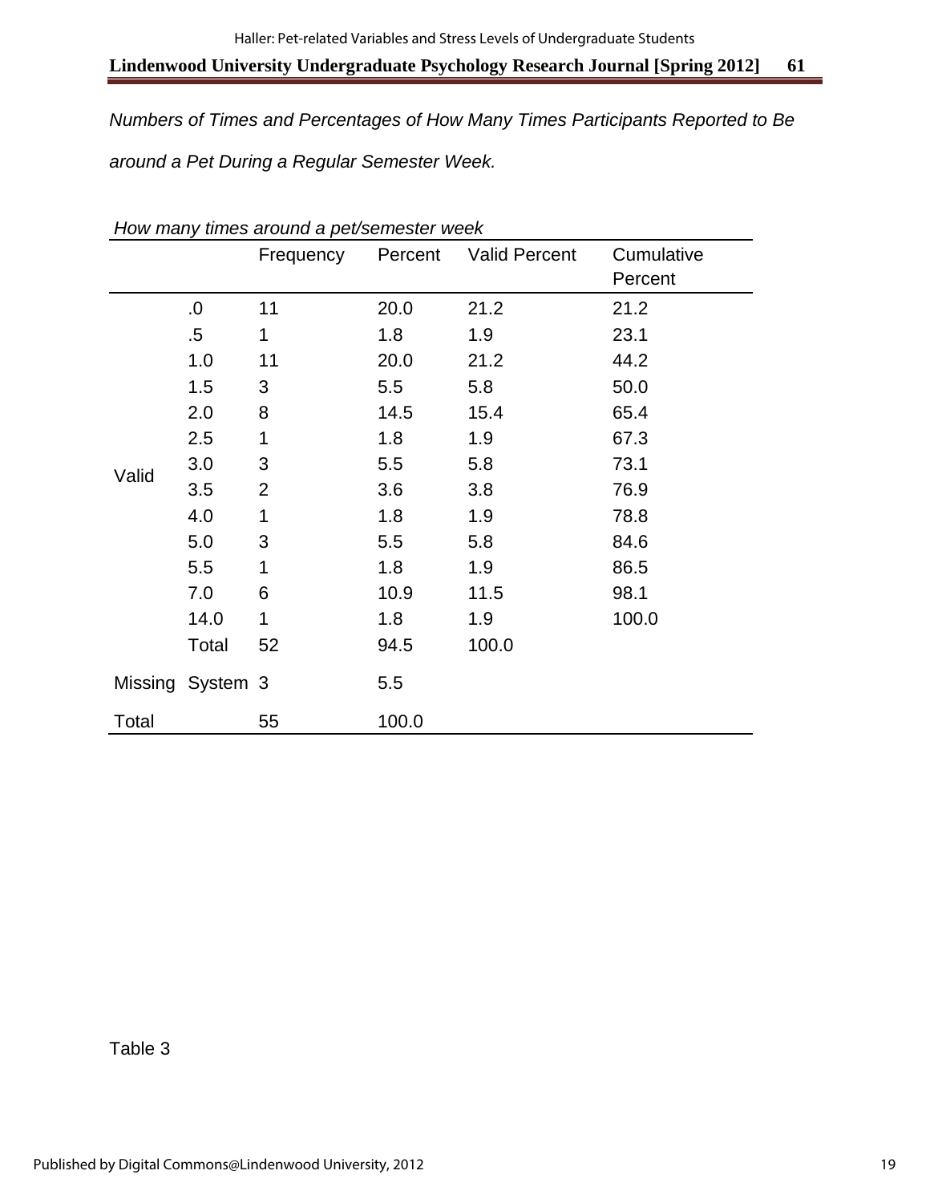*Numbers of Times and Percentages of How Many Times Participants Reported to Be around a Pet During a Regular Semester Week.*

*How many times around a pet/semester week*

| | | Frequency | Percent | Valid Percent | Cumulative Percent |
|---|---|---|---|---|---|
| Valid | .0 | 11 | 20.0 | 21.2 | 21.2 |
| | .5 | 1 | 1.8 | 1.9 | 23.1 |
| | 1.0 | 11 | 20.0 | 21.2 | 44.2 |
| | 1.5 | 3 | 5.5 | 5.8 | 50.0 |
| | 2.0 | 8 | 14.5 | 15.4 | 65.4 |
| | 2.5 | 1 | 1.8 | 1.9 | 67.3 |
| | 3.0 | 3 | 5.5 | 5.8 | 73.1 |
| | 3.5 | 2 | 3.6 | 3.8 | 76.9 |
| | 4.0 | 1 | 1.8 | 1.9 | 78.8 |
| | 5.0 | 3 | 5.5 | 5.8 | 84.6 |
| | 5.5 | 1 | 1.8 | 1.9 | 86.5 |
| | 7.0 | 6 | 10.9 | 11.5 | 98.1 |
| | 14.0 | 1 | 1.8 | 1.9 | 100.0 |
| | Total | 52 | 94.5 | 100.0 | |
| Missing | System | 3 | 5.5 | | |
| Total | | 55 | 100.0 | | |

Table 3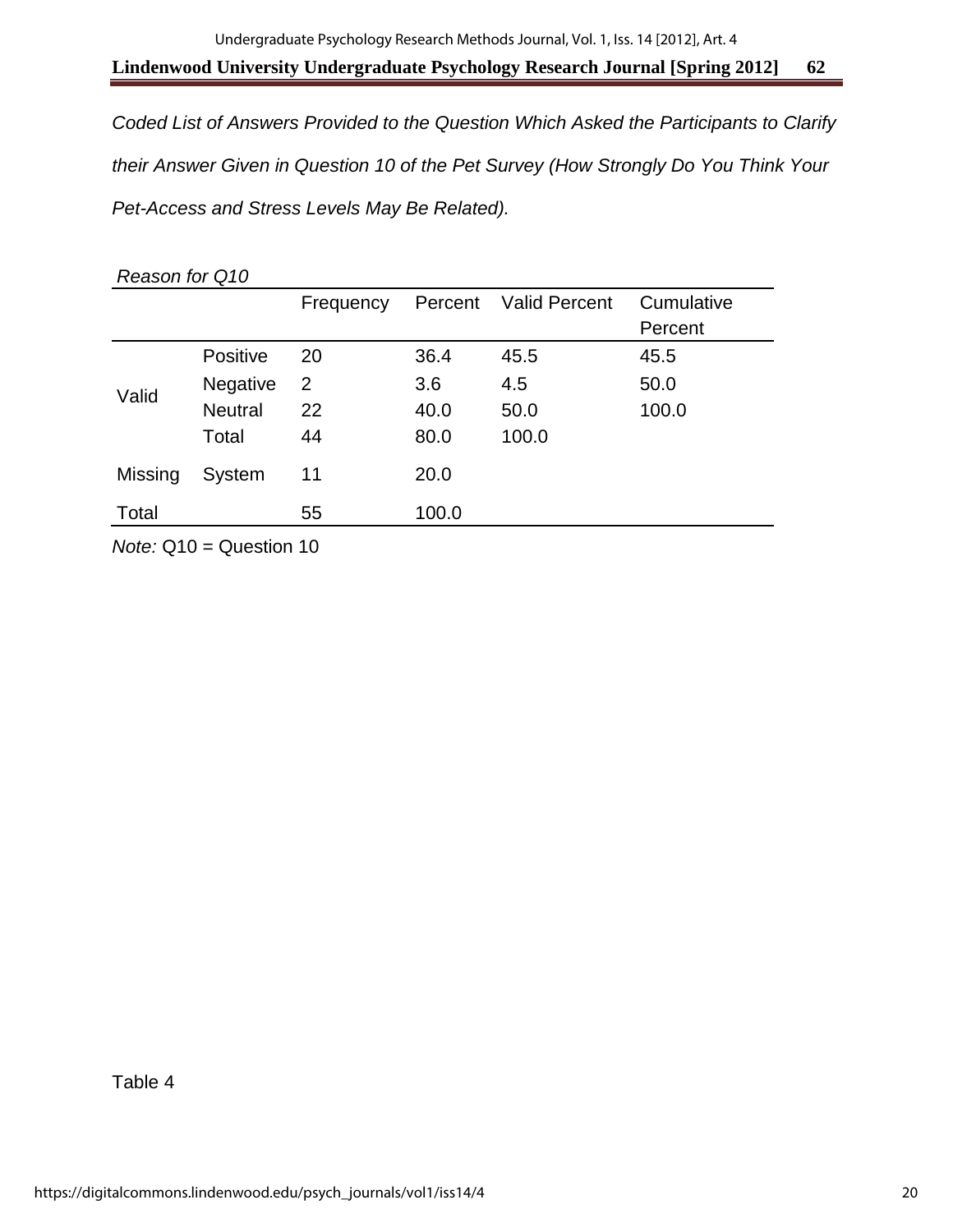*Coded List of Answers Provided to the Question Which Asked the Participants to Clarify their Answer Given in Question 10 of the Pet Survey (How Strongly Do You Think Your Pet-Access and Stress Levels May Be Related).*

*Reason for Q10*

| | | Frequency | Percent | Valid Percent | Cumulative Percent |
|---|---|---|---|---|---|
| Valid | Positive | 20 | 36.4 | 45.5 | 45.5 |
| | Negative | 2 | 3.6 | 4.5 | 50.0 |
| | Neutral | 22 | 40.0 | 50.0 | 100.0 |
| | Total | 44 | 80.0 | 100.0 | |
| Missing | System | 11 | 20.0 | | |
| Total | | 55 | 100.0 | | |

*Note:* Q10 = Question 10

Table 4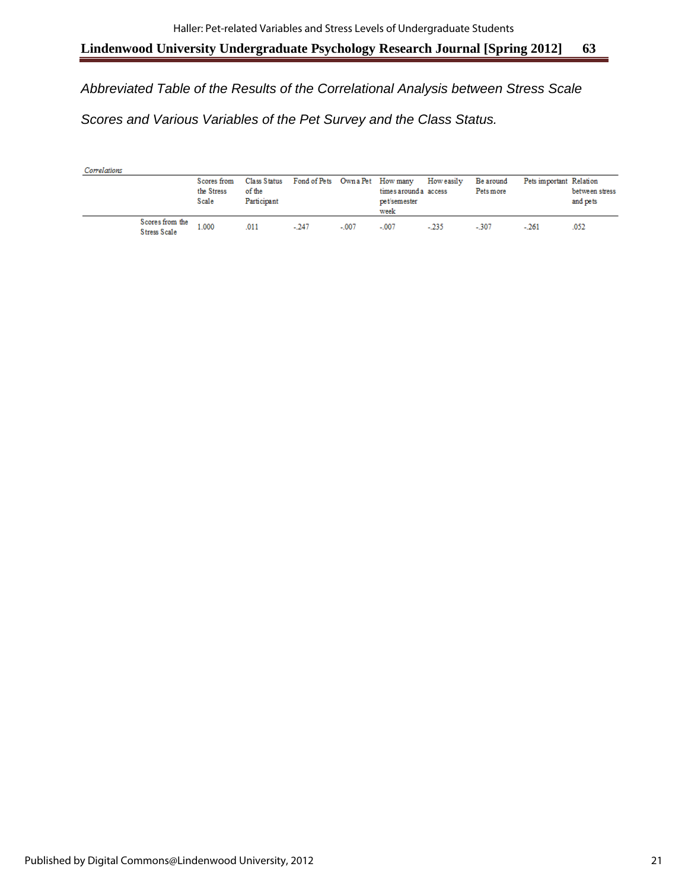*Abbreviated Table of the Results of the Correlational Analysis between Stress Scale Scores and Various Variables of the Pet Survey and the Class Status.*

*Correlations*

| | Scores from the Stress Scale | Class Status of the Participant | Fond of Pets | Own a Pet | How many times around a pet/semester week | How easily access | Be around Pets more | Pets important | Relation between stress and pets |
|---|---|---|---|---|---|---|---|---|---|
| Scores from the Stress Scale | 1.000 | .011 | -.247 | -.007 | -.007 | -.235 | -.307 | -.261 | .052 |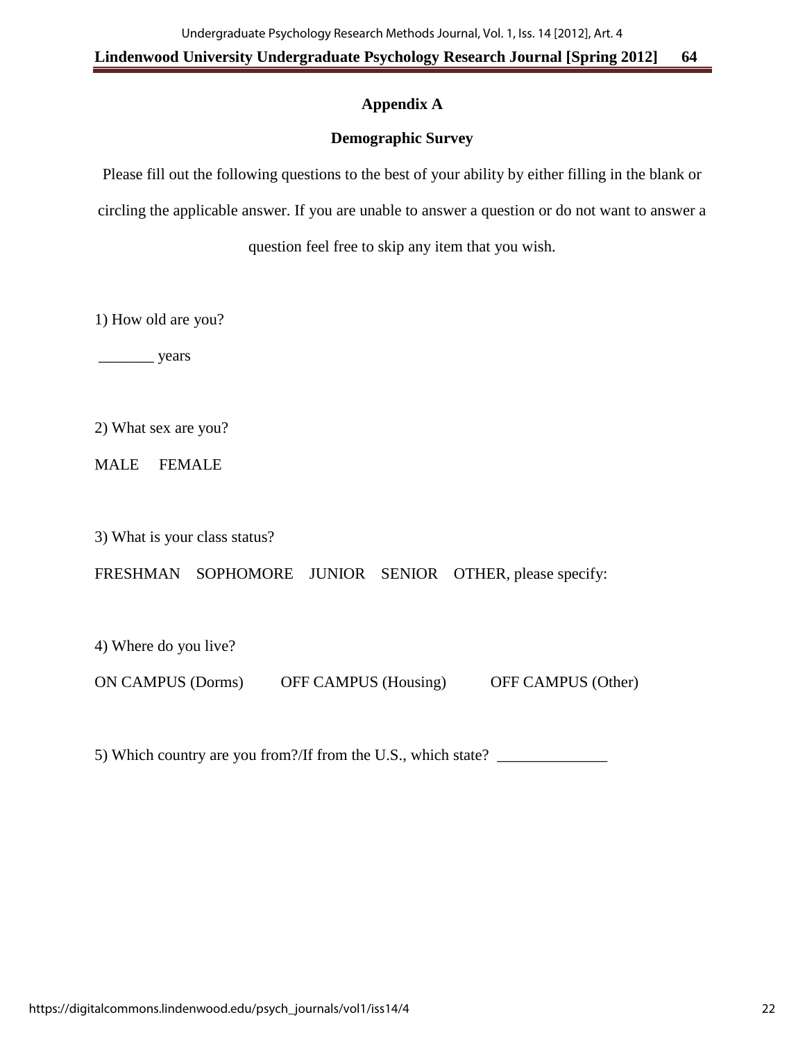## Appendix A

## Demographic Survey

Please fill out the following questions to the best of your ability by either filling in the blank or circling the applicable answer. If you are unable to answer a question or do not want to answer a question feel free to skip any item that you wish.

1) How old are you?

_______ years

2) What sex are you?

MALE FEMALE

3) What is your class status?

FRESHMAN SOPHOMORE JUNIOR SENIOR OTHER, please specify:

4) Where do you live?

ON CAMPUS (Dorms) OFF CAMPUS (Housing) OFF CAMPUS (Other)

5) Which country are you from?/If from the U.S., which state? ______________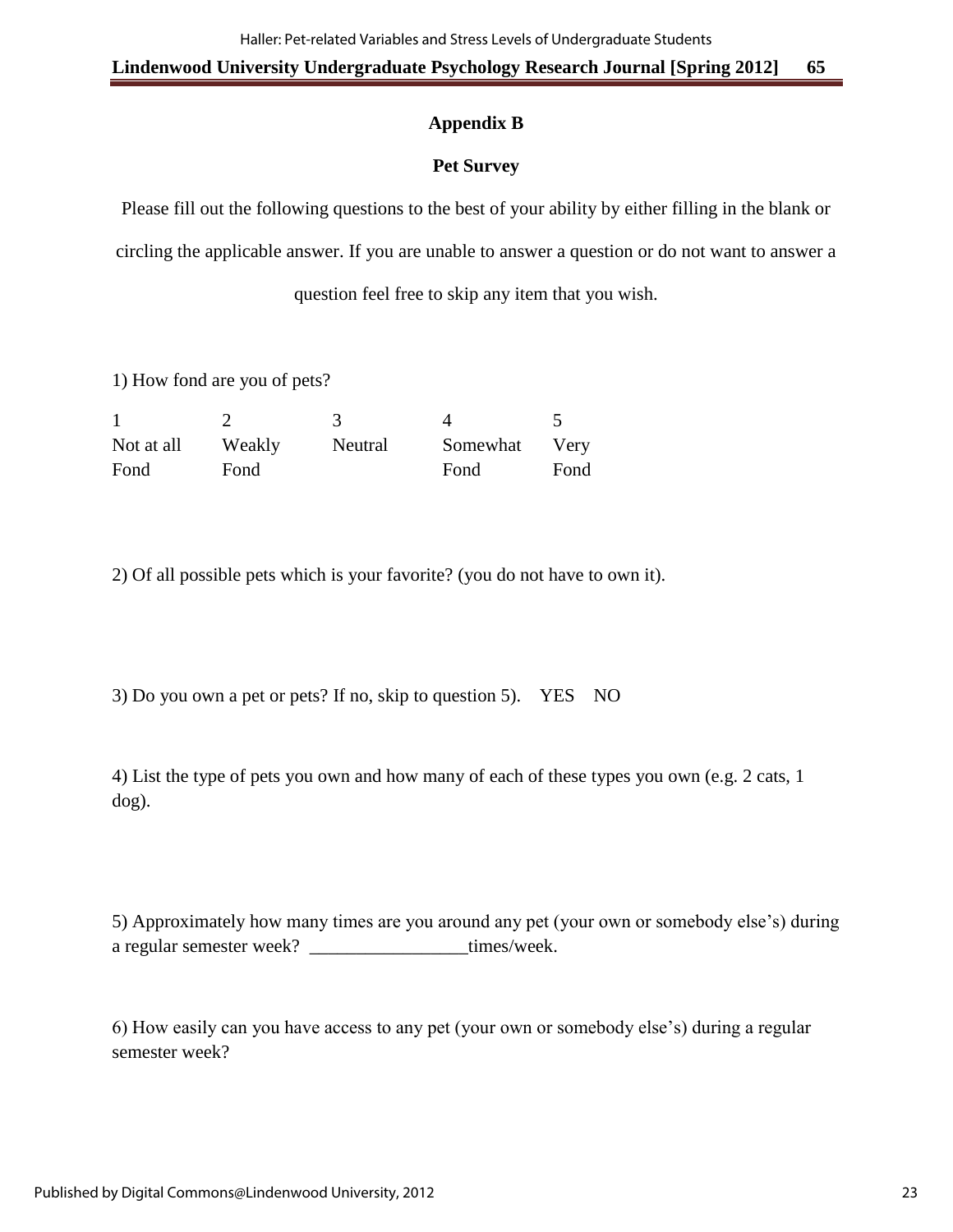## Appendix B

### Pet Survey

Please fill out the following questions to the best of your ability by either filling in the blank or circling the applicable answer. If you are unable to answer a question or do not want to answer a question feel free to skip any item that you wish.

1) How fond are you of pets?

| 1 | 2 | 3 | 4 | 5 |
|---|---|---|---|---|
| Not at all Fond | Weakly Fond | Neutral | Somewhat Fond | Very Fond |

2) Of all possible pets which is your favorite? (you do not have to own it).

3) Do you own a pet or pets? If no, skip to question 5). YES NO

4) List the type of pets you own and how many of each of these types you own (e.g. 2 cats, 1 dog).

5) Approximately how many times are you around any pet (your own or somebody else's) during a regular semester week? _________________times/week.

6) How easily can you have access to any pet (your own or somebody else's) during a regular semester week?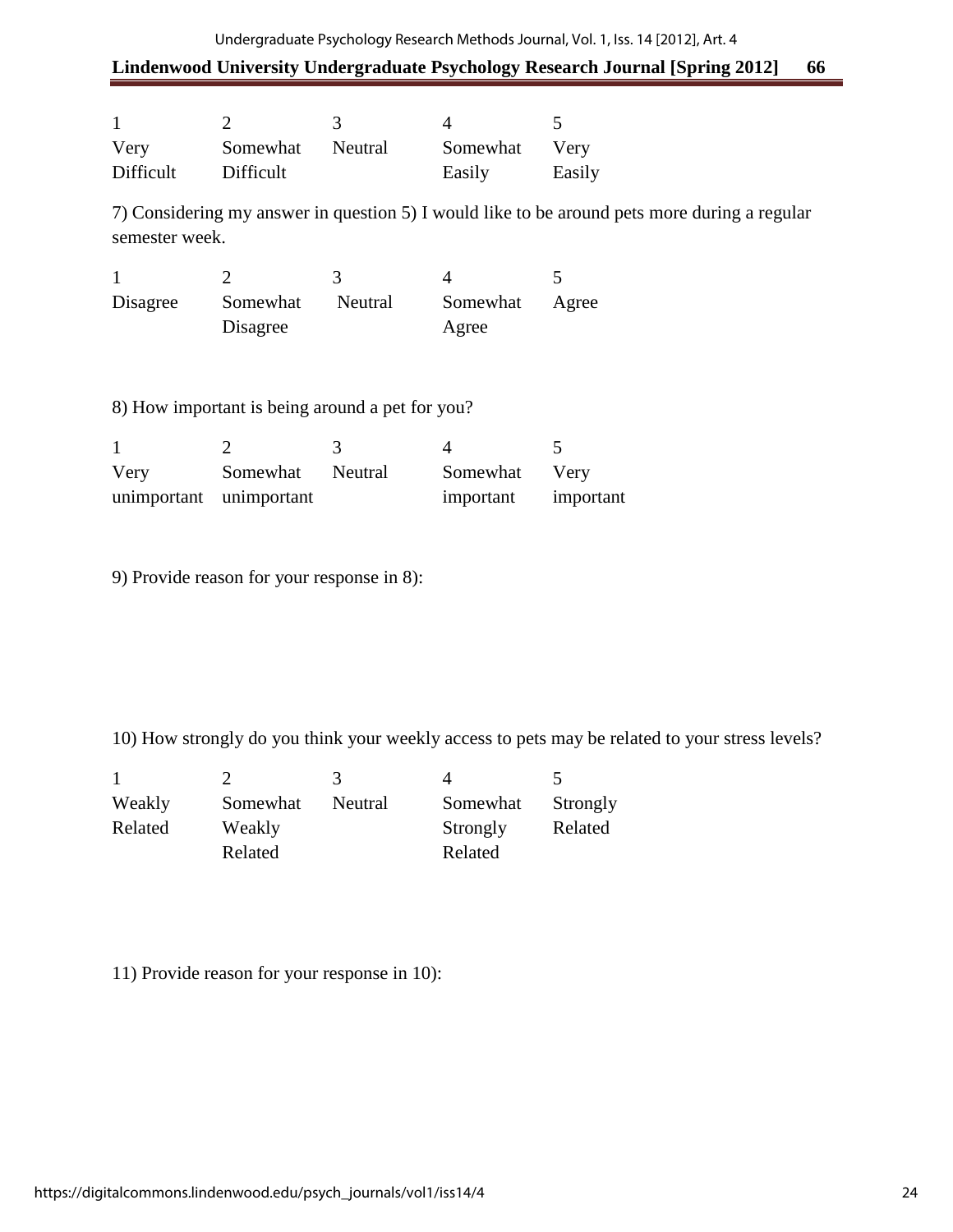| 1 | 2 | 3 | 4 | 5 |
|---|---|---|---|---|
| Very Difficult | Somewhat Difficult | Neutral | Somewhat Easily | Very Easily |

7) Considering my answer in question 5) I would like to be around pets more during a regular semester week.

| 1 | 2 | 3 | 4 | 5 |
|---|---|---|---|---|
| Disagree | Somewhat Disagree | Neutral | Somewhat Agree | Agree |

8) How important is being around a pet for you?

| 1 | 2 | 3 | 4 | 5 |
|---|---|---|---|---|
| Very unimportant | Somewhat unimportant | Neutral | Somewhat important | Very important |

9) Provide reason for your response in 8):

10) How strongly do you think your weekly access to pets may be related to your stress levels?

| 1 | 2 | 3 | 4 | 5 |
|---|---|---|---|---|
| Weakly Related | Somewhat Weakly Related | Neutral | Somewhat Strongly Related | Strongly Related |

11) Provide reason for your response in 10):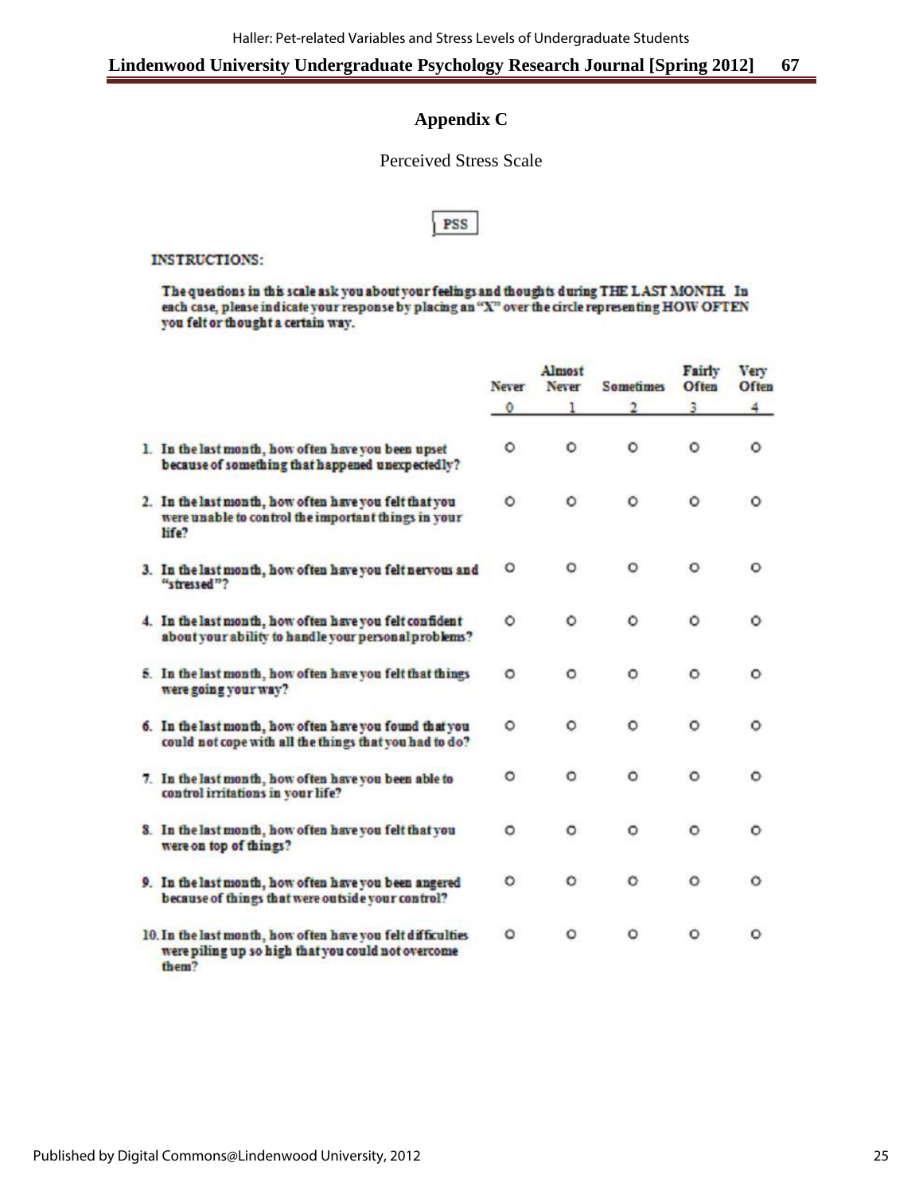## Appendix C

Perceived Stress Scale

PSS

INSTRUCTIONS:

The questions in this scale ask you about your feelings and thoughts during THE LAST MONTH. In each case, please indicate your response by placing an "X" over the circle representing HOW OFTEN you felt or thought a certain way.

| | Never | Almost Never | Sometimes | Fairly Often | Very Often |
|---|---|---|---|---|---|
| | 0 | 1 | 2 | 3 | 4 |
| 1. In the last month, how often have you been upset because of something that happened unexpectedly? | ○ | ○ | ○ | ○ | ○ |
| 2. In the last month, how often have you felt that you were unable to control the important things in your life? | ○ | ○ | ○ | ○ | ○ |
| 3. In the last month, how often have you felt nervous and "stressed"? | ○ | ○ | ○ | ○ | ○ |
| 4. In the last month, how often have you felt confident about your ability to handle your personal problems? | ○ | ○ | ○ | ○ | ○ |
| 5. In the last month, how often have you felt that things were going your way? | ○ | ○ | ○ | ○ | ○ |
| 6. In the last month, how often have you found that you could not cope with all the things that you had to do? | ○ | ○ | ○ | ○ | ○ |
| 7. In the last month, how often have you been able to control irritations in your life? | ○ | ○ | ○ | ○ | ○ |
| 8. In the last month, how often have you felt that you were on top of things? | ○ | ○ | ○ | ○ | ○ |
| 9. In the last month, how often have you been angered because of things that were outside your control? | ○ | ○ | ○ | ○ | ○ |
| 10. In the last month, how often have you felt difficulties were piling up so high that you could not overcome them? | ○ | ○ | ○ | ○ | ○ |